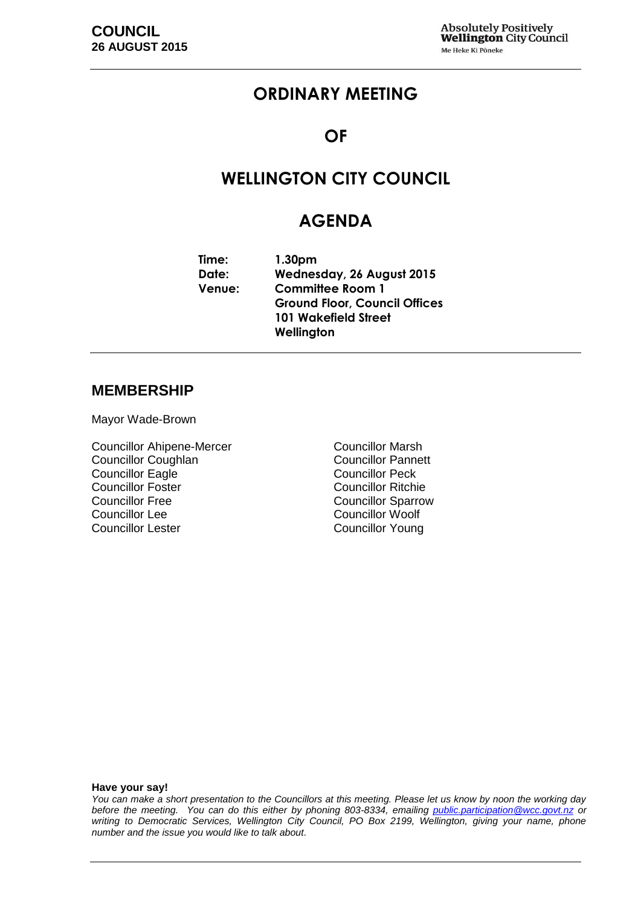# ORDINARY MEETING

# OF

# WELLINGTON CITY COUNCIL

# AGENDA

**Time:** 1.30pm
**Date:** Wednesday, 26 August 2015
**Venue:** Committee Room 1
Ground Floor, Council Offices
101 Wakefield Street
Wellington

## MEMBERSHIP

Mayor Wade-Brown

Councillor Ahipene-Mercer
Councillor Coughlan
Councillor Eagle
Councillor Foster
Councillor Free
Councillor Lee
Councillor Lester
Councillor Marsh
Councillor Pannett
Councillor Peck
Councillor Ritchie
Councillor Sparrow
Councillor Woolf
Councillor Young

**Have your say!**

*You can make a short presentation to the Councillors at this meeting. Please let us know by noon the working day before the meeting. You can do this either by phoning 803-8334, emailing public.participation@wcc.govt.nz or writing to Democratic Services, Wellington City Council, PO Box 2199, Wellington, giving your name, phone number and the issue you would like to talk about.*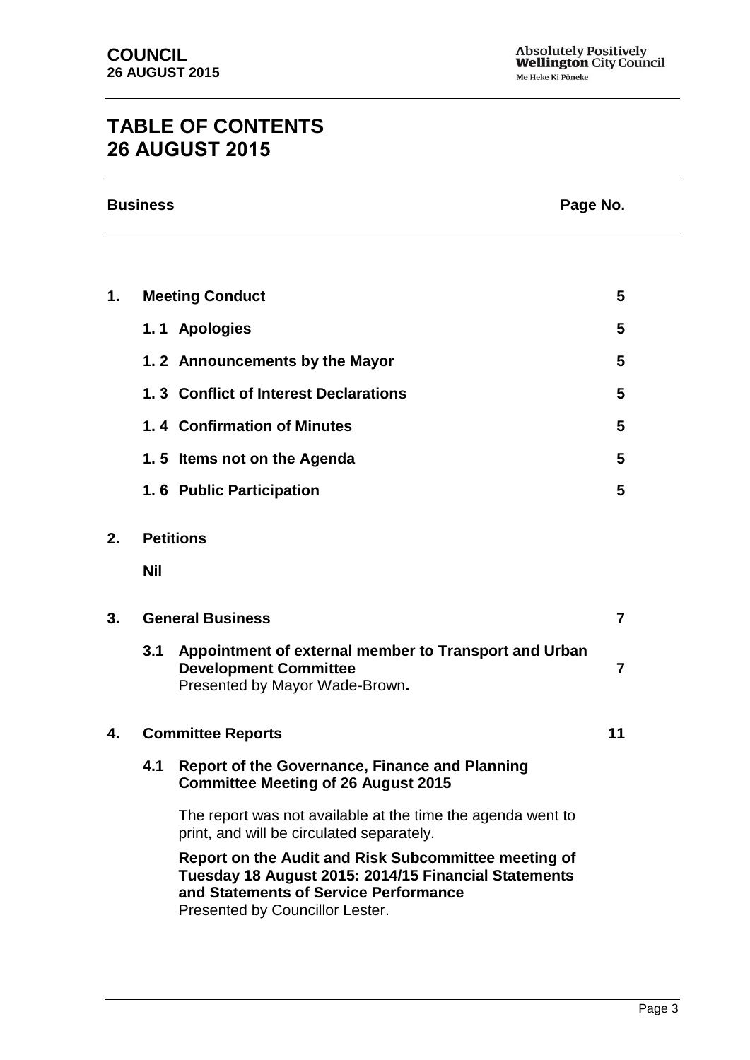# TABLE OF CONTENTS 26 AUGUST 2015

| Business | | | Page No. |
|---|---|---|---|
| **1.** | **Meeting Conduct** | | **5** |
| | **1. 1** | **Apologies** | **5** |
| | **1. 2** | **Announcements by the Mayor** | **5** |
| | **1. 3** | **Conflict of Interest Declarations** | **5** |
| | **1. 4** | **Confirmation of Minutes** | **5** |
| | **1. 5** | **Items not on the Agenda** | **5** |
| | **1. 6** | **Public Participation** | **5** |
| **2.** | **Petitions** | | |
| | **Nil** | | |
| **3.** | **General Business** | | **7** |
| | **3.1** | **Appointment of external member to Transport and Urban Development Committee** Presented by Mayor Wade-Brown**.** | **7** |
| **4.** | **Committee Reports** | | **11** |
| | **4.1** | **Report of the Governance, Finance and Planning Committee Meeting of 26 August 2015** | |
| | | The report was not available at the time the agenda went to print, and will be circulated separately. | |
| | | **Report on the Audit and Risk Subcommittee meeting of Tuesday 18 August 2015: 2014/15 Financial Statements and Statements of Service Performance** Presented by Councillor Lester. | |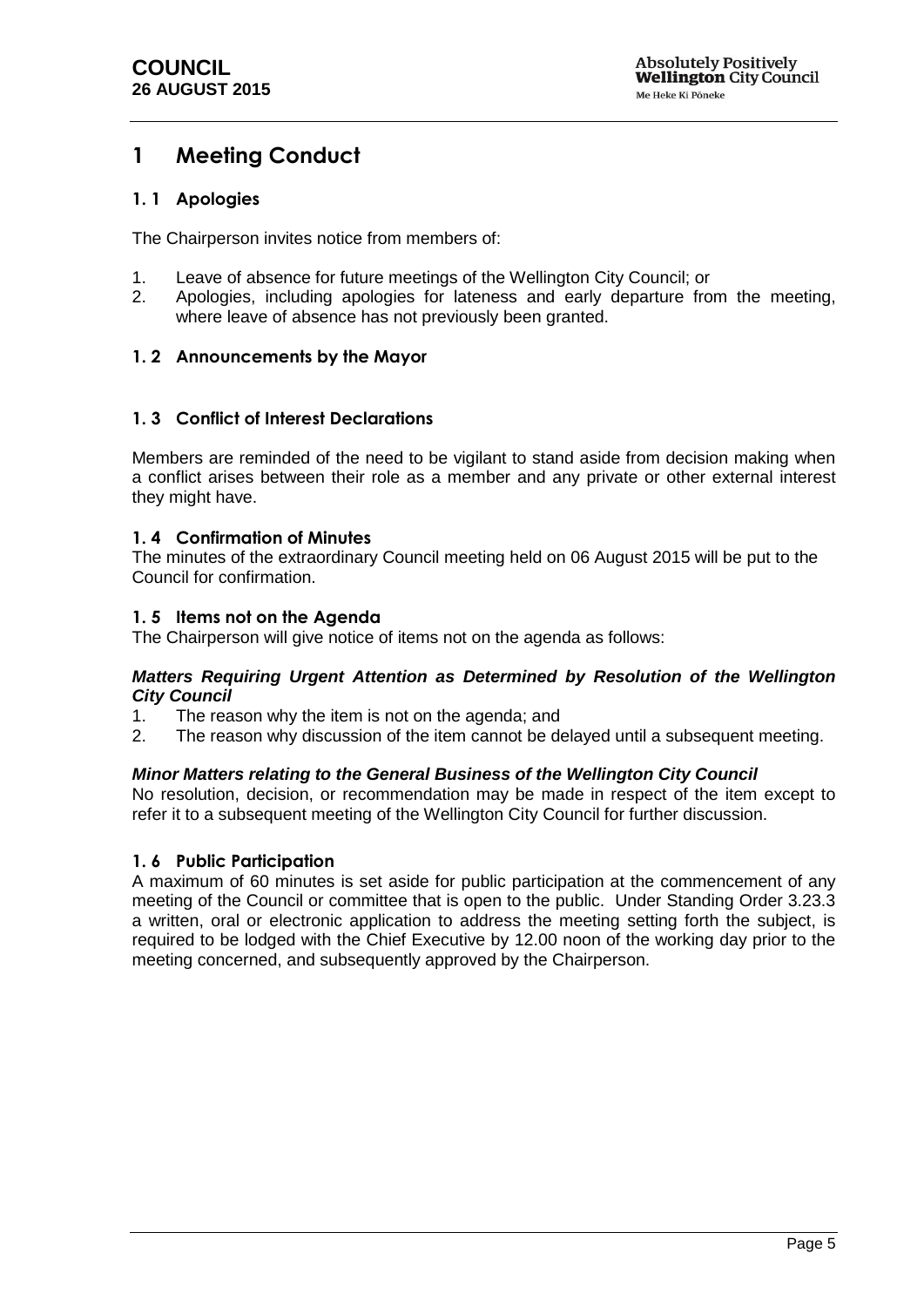# 1 Meeting Conduct

## 1. 1 Apologies

The Chairperson invites notice from members of:

1. Leave of absence for future meetings of the Wellington City Council; or
2. Apologies, including apologies for lateness and early departure from the meeting, where leave of absence has not previously been granted.

## 1. 2 Announcements by the Mayor

## 1. 3 Conflict of Interest Declarations

Members are reminded of the need to be vigilant to stand aside from decision making when a conflict arises between their role as a member and any private or other external interest they might have.

## 1. 4 Confirmation of Minutes

The minutes of the extraordinary Council meeting held on 06 August 2015 will be put to the Council for confirmation.

## 1. 5 Items not on the Agenda

The Chairperson will give notice of items not on the agenda as follows:

***Matters Requiring Urgent Attention as Determined by Resolution of the Wellington City Council***

1. The reason why the item is not on the agenda; and
2. The reason why discussion of the item cannot be delayed until a subsequent meeting.

***Minor Matters relating to the General Business of the Wellington City Council***

No resolution, decision, or recommendation may be made in respect of the item except to refer it to a subsequent meeting of the Wellington City Council for further discussion.

## 1. 6 Public Participation

A maximum of 60 minutes is set aside for public participation at the commencement of any meeting of the Council or committee that is open to the public. Under Standing Order 3.23.3 a written, oral or electronic application to address the meeting setting forth the subject, is required to be lodged with the Chief Executive by 12.00 noon of the working day prior to the meeting concerned, and subsequently approved by the Chairperson.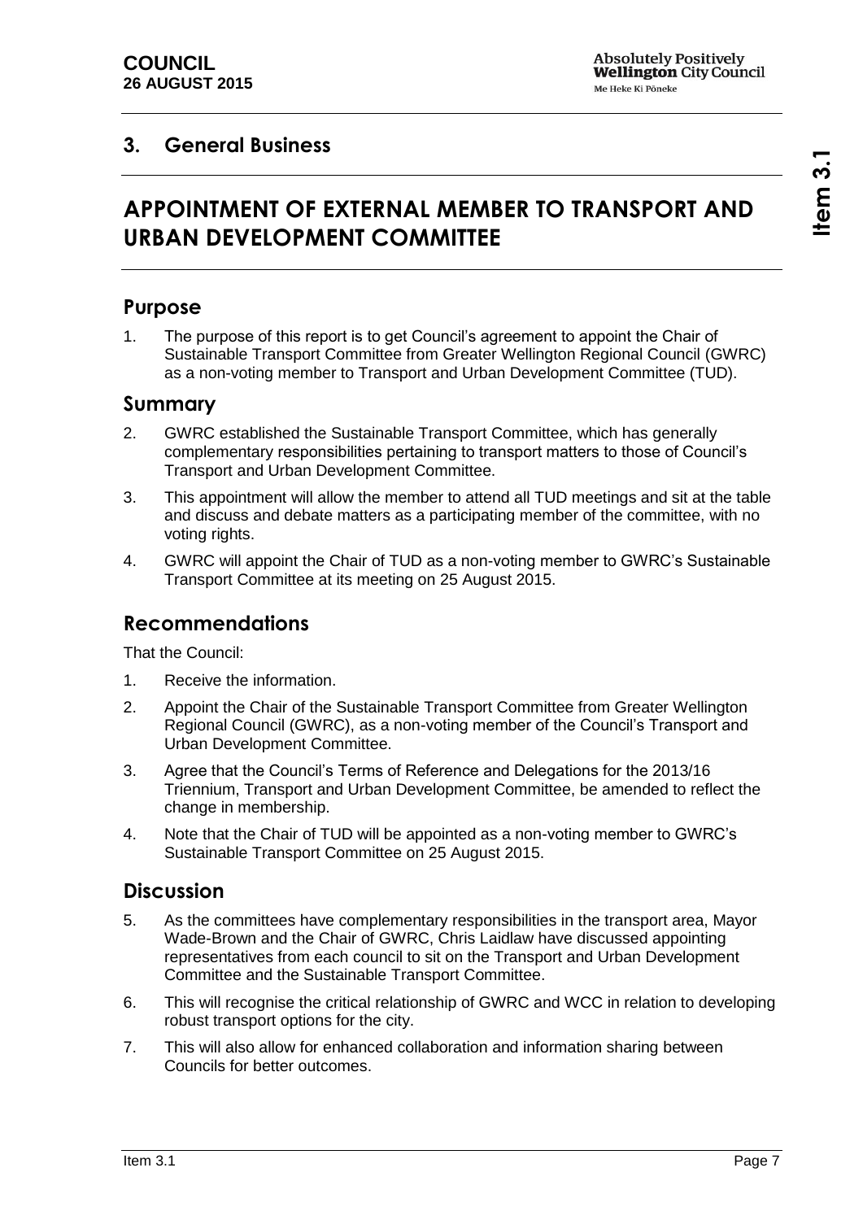## 3. General Business

# APPOINTMENT OF EXTERNAL MEMBER TO TRANSPORT AND URBAN DEVELOPMENT COMMITTEE

## Purpose

1. The purpose of this report is to get Council's agreement to appoint the Chair of Sustainable Transport Committee from Greater Wellington Regional Council (GWRC) as a non-voting member to Transport and Urban Development Committee (TUD).

## Summary

2. GWRC established the Sustainable Transport Committee, which has generally complementary responsibilities pertaining to transport matters to those of Council's Transport and Urban Development Committee.
3. This appointment will allow the member to attend all TUD meetings and sit at the table and discuss and debate matters as a participating member of the committee, with no voting rights.
4. GWRC will appoint the Chair of TUD as a non-voting member to GWRC's Sustainable Transport Committee at its meeting on 25 August 2015.

## Recommendations

That the Council:

1. Receive the information.
2. Appoint the Chair of the Sustainable Transport Committee from Greater Wellington Regional Council (GWRC), as a non-voting member of the Council's Transport and Urban Development Committee.
3. Agree that the Council's Terms of Reference and Delegations for the 2013/16 Triennium, Transport and Urban Development Committee, be amended to reflect the change in membership.
4. Note that the Chair of TUD will be appointed as a non-voting member to GWRC's Sustainable Transport Committee on 25 August 2015.

## Discussion

5. As the committees have complementary responsibilities in the transport area, Mayor Wade-Brown and the Chair of GWRC, Chris Laidlaw have discussed appointing representatives from each council to sit on the Transport and Urban Development Committee and the Sustainable Transport Committee.
6. This will recognise the critical relationship of GWRC and WCC in relation to developing robust transport options for the city.
7. This will also allow for enhanced collaboration and information sharing between Councils for better outcomes.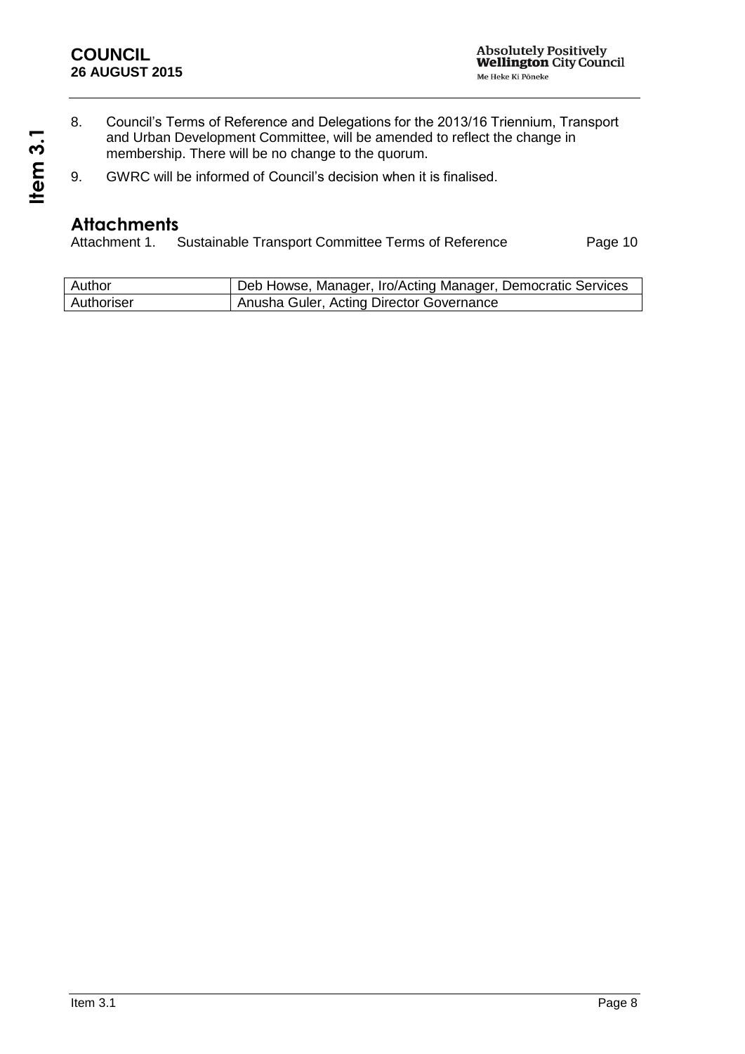8. Council's Terms of Reference and Delegations for the 2013/16 Triennium, Transport and Urban Development Committee, will be amended to reflect the change in membership. There will be no change to the quorum.
9. GWRC will be informed of Council's decision when it is finalised.

## Attachments

Attachment 1. Sustainable Transport Committee Terms of Reference Page 10

| Author | Deb Howse, Manager, Iro/Acting Manager, Democratic Services |
|---|---|
| Authoriser | Anusha Guler, Acting Director Governance |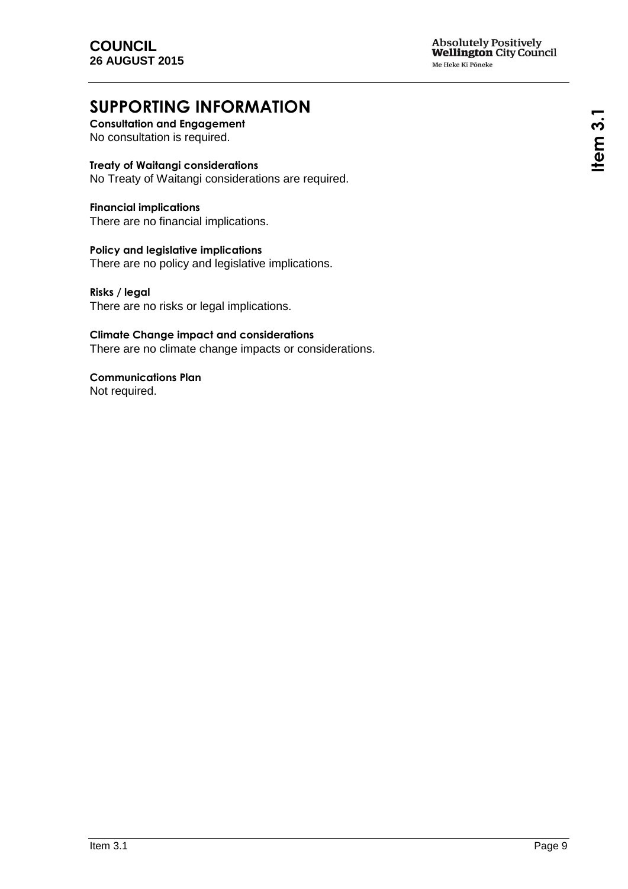# SUPPORTING INFORMATION

**Consultation and Engagement**
No consultation is required.

**Treaty of Waitangi considerations**
No Treaty of Waitangi considerations are required.

**Financial implications**
There are no financial implications.

**Policy and legislative implications**
There are no policy and legislative implications.

**Risks / legal**
There are no risks or legal implications.

**Climate Change impact and considerations**
There are no climate change impacts or considerations.

**Communications Plan**
Not required.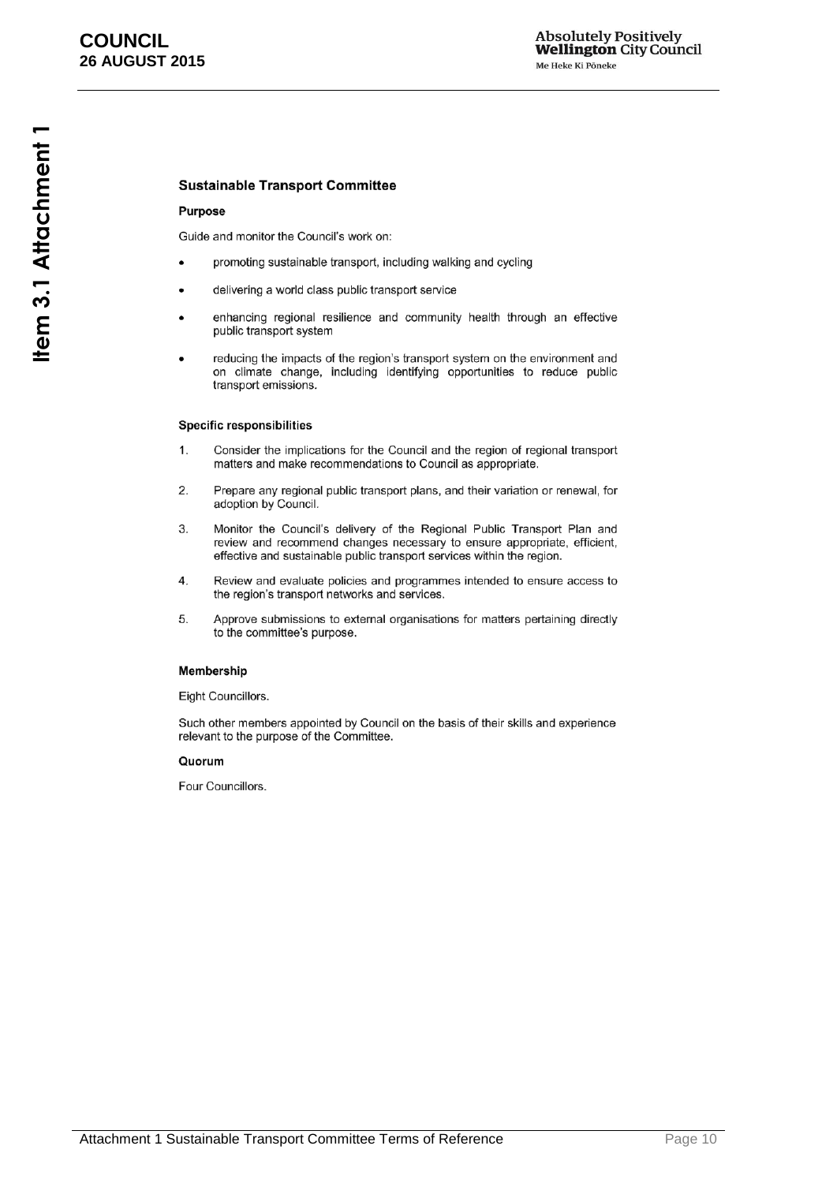## Sustainable Transport Committee

### Purpose

Guide and monitor the Council's work on:

- promoting sustainable transport, including walking and cycling
- delivering a world class public transport service
- enhancing regional resilience and community health through an effective public transport system
- reducing the impacts of the region's transport system on the environment and on climate change, including identifying opportunities to reduce public transport emissions.

### Specific responsibilities

1. Consider the implications for the Council and the region of regional transport matters and make recommendations to Council as appropriate.
2. Prepare any regional public transport plans, and their variation or renewal, for adoption by Council.
3. Monitor the Council's delivery of the Regional Public Transport Plan and review and recommend changes necessary to ensure appropriate, efficient, effective and sustainable public transport services within the region.
4. Review and evaluate policies and programmes intended to ensure access to the region's transport networks and services.
5. Approve submissions to external organisations for matters pertaining directly to the committee's purpose.

### Membership

Eight Councillors.

Such other members appointed by Council on the basis of their skills and experience relevant to the purpose of the Committee.

### Quorum

Four Councillors.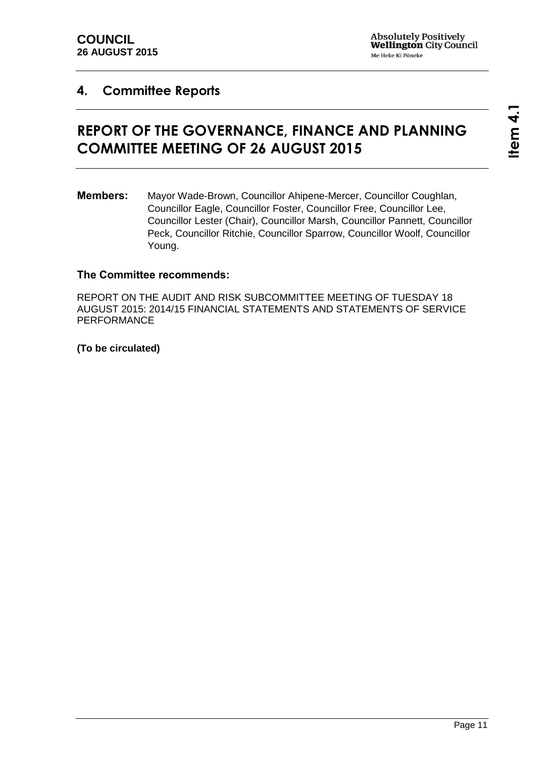## 4. Committee Reports

# REPORT OF THE GOVERNANCE, FINANCE AND PLANNING COMMITTEE MEETING OF 26 AUGUST 2015

**Members:** Mayor Wade-Brown, Councillor Ahipene-Mercer, Councillor Coughlan, Councillor Eagle, Councillor Foster, Councillor Free, Councillor Lee, Councillor Lester (Chair), Councillor Marsh, Councillor Pannett, Councillor Peck, Councillor Ritchie, Councillor Sparrow, Councillor Woolf, Councillor Young.

**The Committee recommends:**

REPORT ON THE AUDIT AND RISK SUBCOMMITTEE MEETING OF TUESDAY 18 AUGUST 2015: 2014/15 FINANCIAL STATEMENTS AND STATEMENTS OF SERVICE PERFORMANCE

**(To be circulated)**